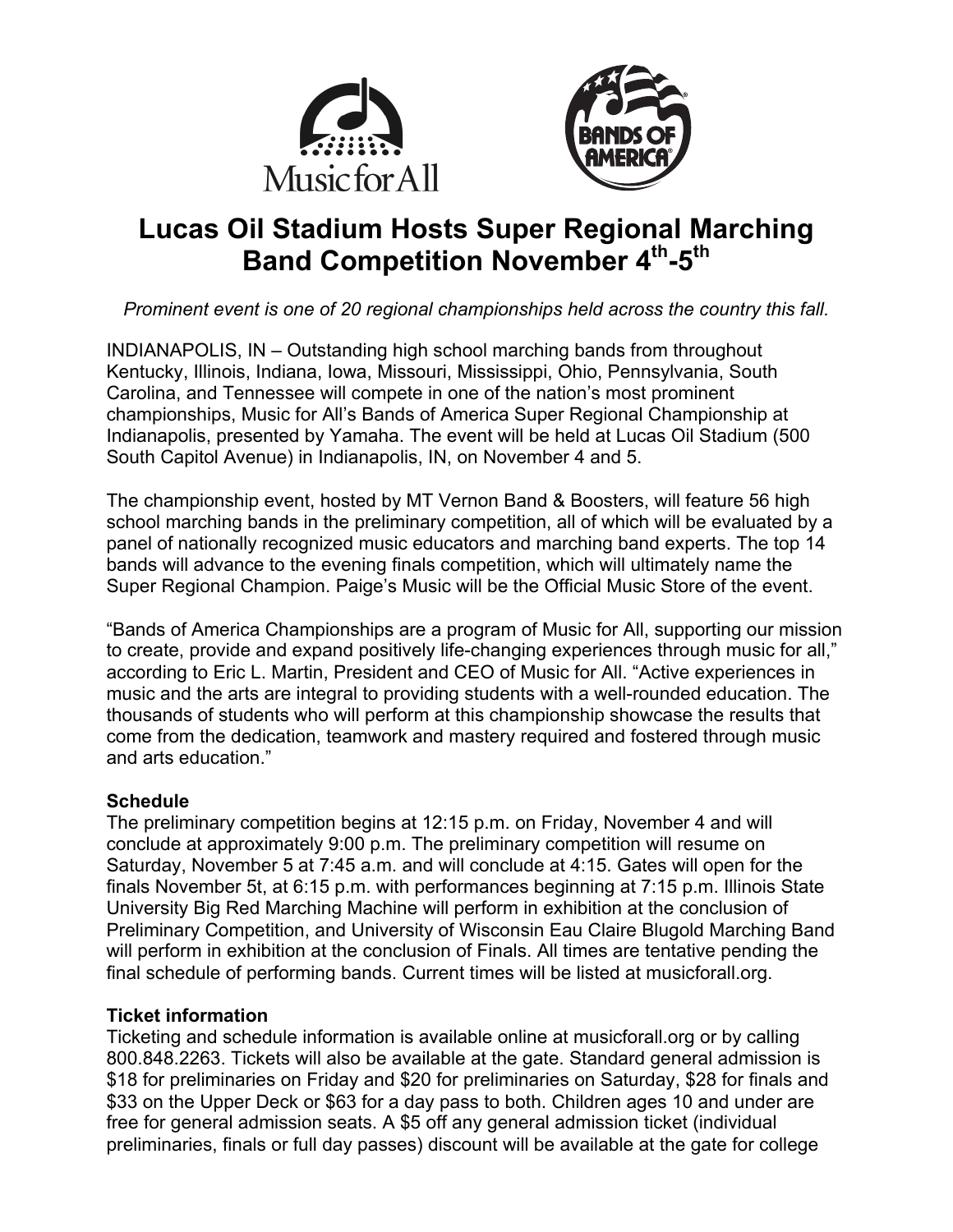# Lucas Oil Stadium Hosts Super Regional Marching Band Competition November 4th-5th

*Prominent event is one of 20 regional championships held across the country this fall.*

INDIANAPOLIS, IN – Outstanding high school marching bands from throughout Kentucky, Illinois, Indiana, Iowa, Missouri, Mississippi, Ohio, Pennsylvania, South Carolina, and Tennessee will compete in one of the nation's most prominent championships, Music for All's Bands of America Super Regional Championship at Indianapolis, presented by Yamaha. The event will be held at Lucas Oil Stadium (500 South Capitol Avenue) in Indianapolis, IN, on November 4 and 5.

The championship event, hosted by MT Vernon Band & Boosters, will feature 56 high school marching bands in the preliminary competition, all of which will be evaluated by a panel of nationally recognized music educators and marching band experts. The top 14 bands will advance to the evening finals competition, which will ultimately name the Super Regional Champion. Paige's Music will be the Official Music Store of the event.

"Bands of America Championships are a program of Music for All, supporting our mission to create, provide and expand positively life-changing experiences through music for all," according to Eric L. Martin, President and CEO of Music for All. "Active experiences in music and the arts are integral to providing students with a well-rounded education. The thousands of students who will perform at this championship showcase the results that come from the dedication, teamwork and mastery required and fostered through music and arts education."

**Schedule**

The preliminary competition begins at 12:15 p.m. on Friday, November 4 and will conclude at approximately 9:00 p.m. The preliminary competition will resume on Saturday, November 5 at 7:45 a.m. and will conclude at 4:15. Gates will open for the finals November 5t, at 6:15 p.m. with performances beginning at 7:15 p.m. Illinois State University Big Red Marching Machine will perform in exhibition at the conclusion of Preliminary Competition, and University of Wisconsin Eau Claire Blugold Marching Band will perform in exhibition at the conclusion of Finals. All times are tentative pending the final schedule of performing bands. Current times will be listed at musicforall.org.

**Ticket information**

Ticketing and schedule information is available online at musicforall.org or by calling 800.848.2263. Tickets will also be available at the gate. Standard general admission is $18 for preliminaries on Friday and $20 for preliminaries on Saturday, $28 for finals and $33 on the Upper Deck or $63 for a day pass to both. Children ages 10 and under are free for general admission seats. A $5 off any general admission ticket (individual preliminaries, finals or full day passes) discount will be available at the gate for college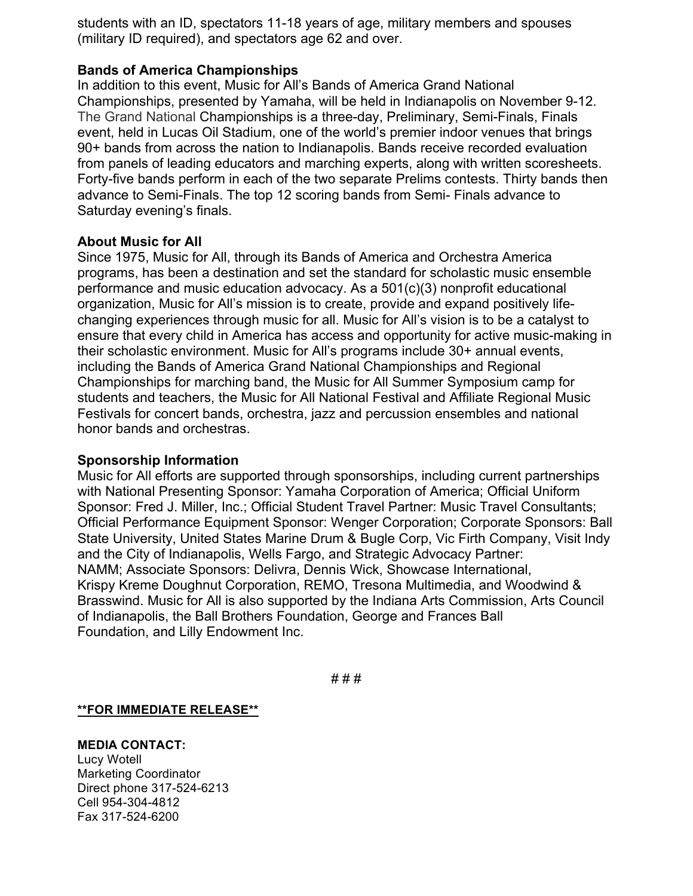students with an ID, spectators 11-18 years of age, military members and spouses (military ID required), and spectators age 62 and over.

**Bands of America Championships**

In addition to this event, Music for All's Bands of America Grand National Championships, presented by Yamaha, will be held in Indianapolis on November 9-12. The Grand National Championships is a three-day, Preliminary, Semi-Finals, Finals event, held in Lucas Oil Stadium, one of the world's premier indoor venues that brings 90+ bands from across the nation to Indianapolis. Bands receive recorded evaluation from panels of leading educators and marching experts, along with written scoresheets. Forty-five bands perform in each of the two separate Prelims contests. Thirty bands then advance to Semi-Finals. The top 12 scoring bands from Semi- Finals advance to Saturday evening's finals.

**About Music for All**

Since 1975, Music for All, through its Bands of America and Orchestra America programs, has been a destination and set the standard for scholastic music ensemble performance and music education advocacy. As a 501(c)(3) nonprofit educational organization, Music for All's mission is to create, provide and expand positively life-changing experiences through music for all. Music for All's vision is to be a catalyst to ensure that every child in America has access and opportunity for active music-making in their scholastic environment. Music for All's programs include 30+ annual events, including the Bands of America Grand National Championships and Regional Championships for marching band, the Music for All Summer Symposium camp for students and teachers, the Music for All National Festival and Affiliate Regional Music Festivals for concert bands, orchestra, jazz and percussion ensembles and national honor bands and orchestras.

**Sponsorship Information**

Music for All efforts are supported through sponsorships, including current partnerships with National Presenting Sponsor: Yamaha Corporation of America; Official Uniform Sponsor: Fred J. Miller, Inc.; Official Student Travel Partner: Music Travel Consultants; Official Performance Equipment Sponsor: Wenger Corporation; Corporate Sponsors: Ball State University, United States Marine Drum & Bugle Corp, Vic Firth Company, Visit Indy and the City of Indianapolis, Wells Fargo, and Strategic Advocacy Partner: NAMM; Associate Sponsors: Delivra, Dennis Wick, Showcase International, Krispy Kreme Doughnut Corporation, REMO, Tresona Multimedia, and Woodwind & Brasswind. Music for All is also supported by the Indiana Arts Commission, Arts Council of Indianapolis, the Ball Brothers Foundation, George and Frances Ball Foundation, and Lilly Endowment Inc.

# # #

**<u>**FOR IMMEDIATE RELEASE**</u>**

**MEDIA CONTACT:**
Lucy Wotell
Marketing Coordinator
Direct phone 317-524-6213
Cell 954-304-4812
Fax 317-524-6200